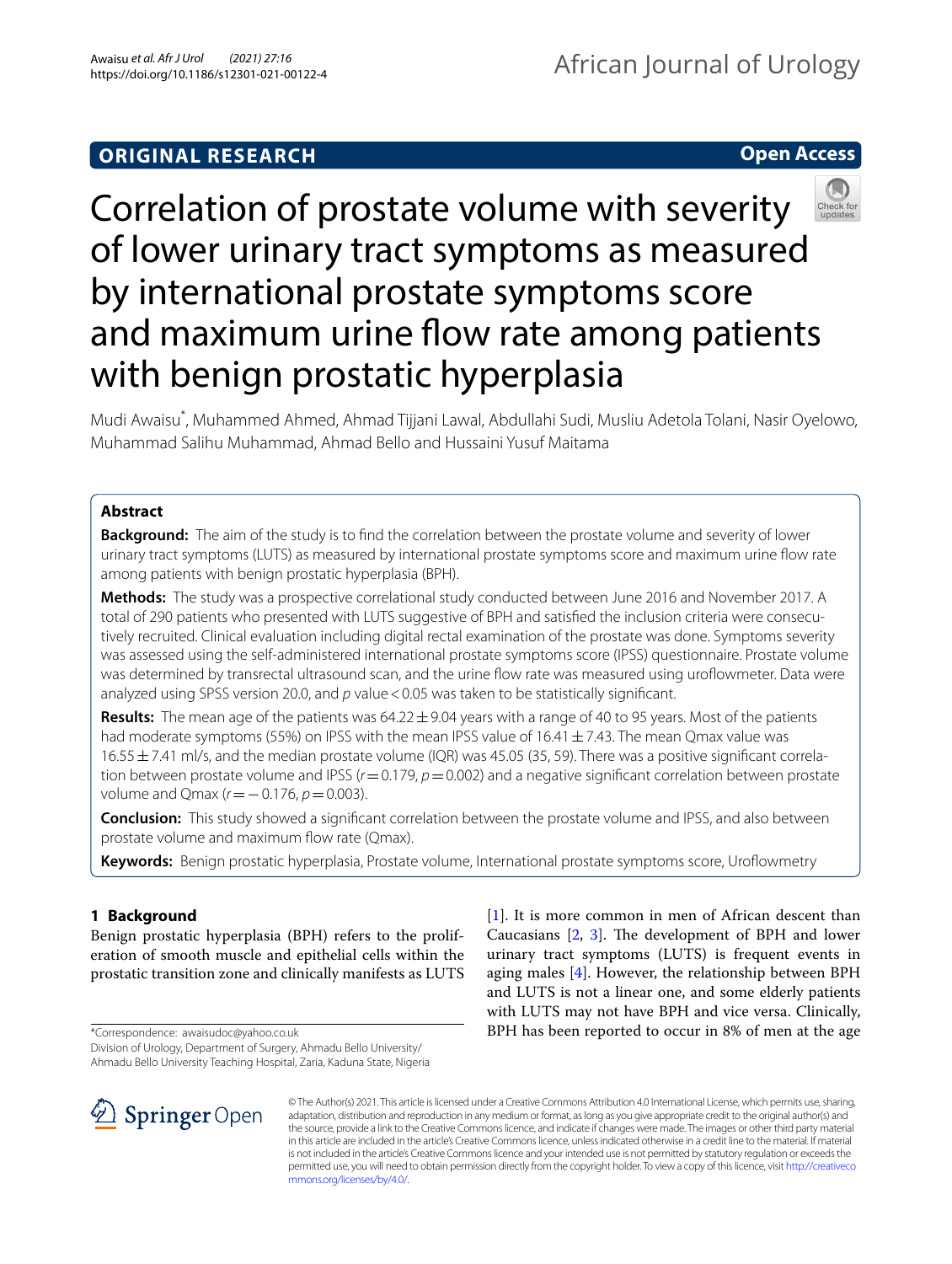ORIGINAL RESEARCH

Open Access

# Correlation of prostate volume with severity of lower urinary tract symptoms as measured by international prostate symptoms score and maximum urine flow rate among patients with benign prostatic hyperplasia

Mudi Awaisu*, Muhammed Ahmed, Ahmad Tijjani Lawal, Abdullahi Sudi, Musliu Adetola Tolani, Nasir Oyelowo, Muhammad Salihu Muhammad, Ahmad Bello and Hussaini Yusuf Maitama

## Abstract

**Background:** The aim of the study is to find the correlation between the prostate volume and severity of lower urinary tract symptoms (LUTS) as measured by international prostate symptoms score and maximum urine flow rate among patients with benign prostatic hyperplasia (BPH).

**Methods:** The study was a prospective correlational study conducted between June 2016 and November 2017. A total of 290 patients who presented with LUTS suggestive of BPH and satisfied the inclusion criteria were consecutively recruited. Clinical evaluation including digital rectal examination of the prostate was done. Symptoms severity was assessed using the self-administered international prostate symptoms score (IPSS) questionnaire. Prostate volume was determined by transrectal ultrasound scan, and the urine flow rate was measured using uroflowmeter. Data were analyzed using SPSS version 20.0, and $p$ value < 0.05 was taken to be statistically significant.

**Results:** The mean age of the patients was $64.22 \pm 9.04$ years with a range of 40 to 95 years. Most of the patients had moderate symptoms (55%) on IPSS with the mean IPSS value of $16.41 \pm 7.43$. The mean Qmax value was $16.55 \pm 7.41$ ml/s, and the median prostate volume (IQR) was 45.05 (35, 59). There was a positive significant correlation between prostate volume and IPSS ($r = 0.179$, $p = 0.002$) and a negative significant correlation between prostate volume and Qmax ($r = -0.176$, $p = 0.003$).

**Conclusion:** This study showed a significant correlation between the prostate volume and IPSS, and also between prostate volume and maximum flow rate (Qmax).

**Keywords:** Benign prostatic hyperplasia, Prostate volume, International prostate symptoms score, Uroflowmetry

## 1 Background

Benign prostatic hyperplasia (BPH) refers to the proliferation of smooth muscle and epithelial cells within the prostatic transition zone and clinically manifests as LUTS [1]. It is more common in men of African descent than Caucasians [2, 3]. The development of BPH and lower urinary tract symptoms (LUTS) is frequent events in aging males [4]. However, the relationship between BPH and LUTS is not a linear one, and some elderly patients with LUTS may not have BPH and vice versa. Clinically, BPH has been reported to occur in 8% of men at the age

*Correspondence: awaisudoc@yahoo.co.uk
Division of Urology, Department of Surgery, Ahmadu Bello University/Ahmadu Bello University Teaching Hospital, Zaria, Kaduna State, Nigeria

© The Author(s) 2021. This article is licensed under a Creative Commons Attribution 4.0 International License, which permits use, sharing, adaptation, distribution and reproduction in any medium or format, as long as you give appropriate credit to the original author(s) and the source, provide a link to the Creative Commons licence, and indicate if changes were made. The images or other third party material in this article are included in the article's Creative Commons licence, unless indicated otherwise in a credit line to the material. If material is not included in the article's Creative Commons licence and your intended use is not permitted by statutory regulation or exceeds the permitted use, you will need to obtain permission directly from the copyright holder. To view a copy of this licence, visit http://creativecommons.org/licenses/by/4.0/.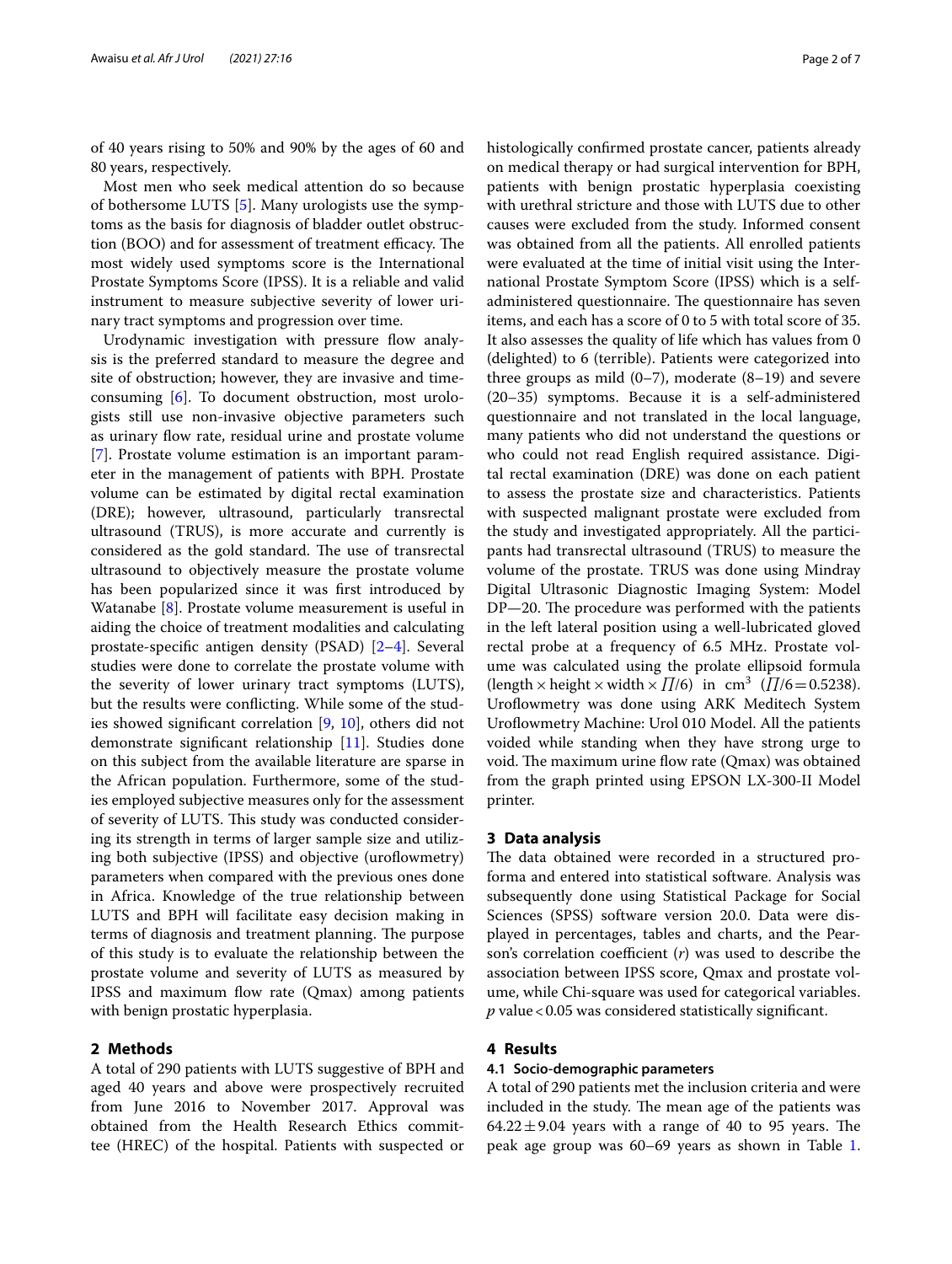of 40 years rising to 50% and 90% by the ages of 60 and 80 years, respectively.

Most men who seek medical attention do so because of bothersome LUTS [5]. Many urologists use the symptoms as the basis for diagnosis of bladder outlet obstruction (BOO) and for assessment of treatment efficacy. The most widely used symptoms score is the International Prostate Symptoms Score (IPSS). It is a reliable and valid instrument to measure subjective severity of lower urinary tract symptoms and progression over time.

Urodynamic investigation with pressure flow analysis is the preferred standard to measure the degree and site of obstruction; however, they are invasive and time-consuming [6]. To document obstruction, most urologists still use non-invasive objective parameters such as urinary flow rate, residual urine and prostate volume [7]. Prostate volume estimation is an important parameter in the management of patients with BPH. Prostate volume can be estimated by digital rectal examination (DRE); however, ultrasound, particularly transrectal ultrasound (TRUS), is more accurate and currently is considered as the gold standard. The use of transrectal ultrasound to objectively measure the prostate volume has been popularized since it was first introduced by Watanabe [8]. Prostate volume measurement is useful in aiding the choice of treatment modalities and calculating prostate-specific antigen density (PSAD) [2–4]. Several studies were done to correlate the prostate volume with the severity of lower urinary tract symptoms (LUTS), but the results were conflicting. While some of the studies showed significant correlation [9, 10], others did not demonstrate significant relationship [11]. Studies done on this subject from the available literature are sparse in the African population. Furthermore, some of the studies employed subjective measures only for the assessment of severity of LUTS. This study was conducted considering its strength in terms of larger sample size and utilizing both subjective (IPSS) and objective (uroflowmetry) parameters when compared with the previous ones done in Africa. Knowledge of the true relationship between LUTS and BPH will facilitate easy decision making in terms of diagnosis and treatment planning. The purpose of this study is to evaluate the relationship between the prostate volume and severity of LUTS as measured by IPSS and maximum flow rate (Qmax) among patients with benign prostatic hyperplasia.

## 2 Methods

A total of 290 patients with LUTS suggestive of BPH and aged 40 years and above were prospectively recruited from June 2016 to November 2017. Approval was obtained from the Health Research Ethics committee (HREC) of the hospital. Patients with suspected or histologically confirmed prostate cancer, patients already on medical therapy or had surgical intervention for BPH, patients with benign prostatic hyperplasia coexisting with urethral stricture and those with LUTS due to other causes were excluded from the study. Informed consent was obtained from all the patients. All enrolled patients were evaluated at the time of initial visit using the International Prostate Symptom Score (IPSS) which is a self-administered questionnaire. The questionnaire has seven items, and each has a score of 0 to 5 with total score of 35. It also assesses the quality of life which has values from 0 (delighted) to 6 (terrible). Patients were categorized into three groups as mild (0–7), moderate (8–19) and severe (20–35) symptoms. Because it is a self-administered questionnaire and not translated in the local language, many patients who did not understand the questions or who could not read English required assistance. Digital rectal examination (DRE) was done on each patient to assess the prostate size and characteristics. Patients with suspected malignant prostate were excluded from the study and investigated appropriately. All the participants had transrectal ultrasound (TRUS) to measure the volume of the prostate. TRUS was done using Mindray Digital Ultrasonic Diagnostic Imaging System: Model DP—20. The procedure was performed with the patients in the left lateral position using a well-lubricated gloved rectal probe at a frequency of 6.5 MHz. Prostate volume was calculated using the prolate ellipsoid formula (length × height × width × $\Pi/6$) in $cm^3$ ($\Pi/6 = 0.5238$). Uroflowmetry was done using ARK Meditech System Uroflowmetry Machine: Urol 010 Model. All the patients voided while standing when they have strong urge to void. The maximum urine flow rate (Qmax) was obtained from the graph printed using EPSON LX-300-II Model printer.

## 3 Data analysis

The data obtained were recorded in a structured proforma and entered into statistical software. Analysis was subsequently done using Statistical Package for Social Sciences (SPSS) software version 20.0. Data were displayed in percentages, tables and charts, and the Pearson's correlation coefficient ($r$) was used to describe the association between IPSS score, Qmax and prostate volume, while Chi-square was used for categorical variables. $p$ value $< 0.05$ was considered statistically significant.

## 4 Results

### 4.1 Socio-demographic parameters

A total of 290 patients met the inclusion criteria and were included in the study. The mean age of the patients was $64.22 \pm 9.04$ years with a range of 40 to 95 years. The peak age group was 60–69 years as shown in Table 1.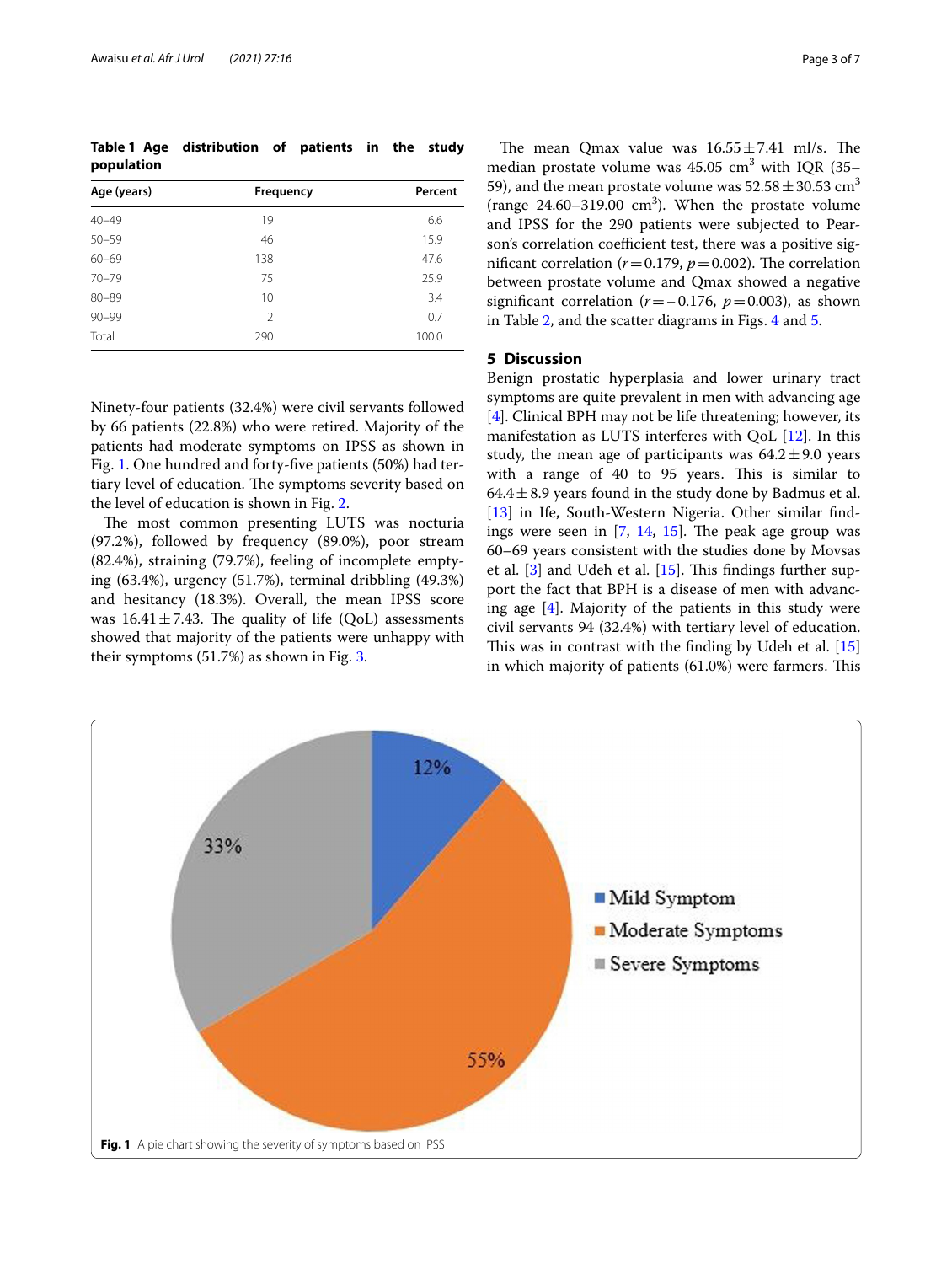**Table 1 Age distribution of patients in the study population**

| Age (years) | Frequency | Percent |
|---|---|---|
| 40–49 | 19 | 6.6 |
| 50–59 | 46 | 15.9 |
| 60–69 | 138 | 47.6 |
| 70–79 | 75 | 25.9 |
| 80–89 | 10 | 3.4 |
| 90–99 | 2 | 0.7 |
| Total | 290 | 100.0 |

Ninety-four patients (32.4%) were civil servants followed by 66 patients (22.8%) who were retired. Majority of the patients had moderate symptoms on IPSS as shown in Fig. 1. One hundred and forty-five patients (50%) had tertiary level of education. The symptoms severity based on the level of education is shown in Fig. 2.

The most common presenting LUTS was nocturia (97.2%), followed by frequency (89.0%), poor stream (82.4%), straining (79.7%), feeling of incomplete emptying (63.4%), urgency (51.7%), terminal dribbling (49.3%) and hesitancy (18.3%). Overall, the mean IPSS score was $16.41 \pm 7.43$. The quality of life (QoL) assessments showed that majority of the patients were unhappy with their symptoms (51.7%) as shown in Fig. 3.

The mean Qmax value was $16.55 \pm 7.41$ ml/s. The median prostate volume was 45.05 $cm^3$ with IQR (35–59), and the mean prostate volume was $52.58 \pm 30.53$ $cm^3$ (range 24.60–319.00 $cm^3$). When the prostate volume and IPSS for the 290 patients were subjected to Pearson's correlation coefficient test, there was a positive significant correlation ($r = 0.179$, $p = 0.002$). The correlation between prostate volume and Qmax showed a negative significant correlation ($r = -0.176$, $p = 0.003$), as shown in Table 2, and the scatter diagrams in Figs. 4 and 5.

## 5 Discussion

Benign prostatic hyperplasia and lower urinary tract symptoms are quite prevalent in men with advancing age [4]. Clinical BPH may not be life threatening; however, its manifestation as LUTS interferes with QoL [12]. In this study, the mean age of participants was $64.2 \pm 9.0$ years with a range of 40 to 95 years. This is similar to $64.4 \pm 8.9$ years found in the study done by Badmus et al. [13] in Ife, South-Western Nigeria. Other similar findings were seen in [7, 14, 15]. The peak age group was 60–69 years consistent with the studies done by Movsas et al. [3] and Udeh et al. [15]. This findings further support the fact that BPH is a disease of men with advancing age [4]. Majority of the patients in this study were civil servants 94 (32.4%) with tertiary level of education. This was in contrast with the finding by Udeh et al. [15] in which majority of patients (61.0%) were farmers. This

| Symptom severity | Percent |
|---|---|
| Mild Symptom | 12% |
| Moderate Symptoms | 55% |
| Severe Symptoms | 33% |

**Fig. 1** A pie chart showing the severity of symptoms based on IPSS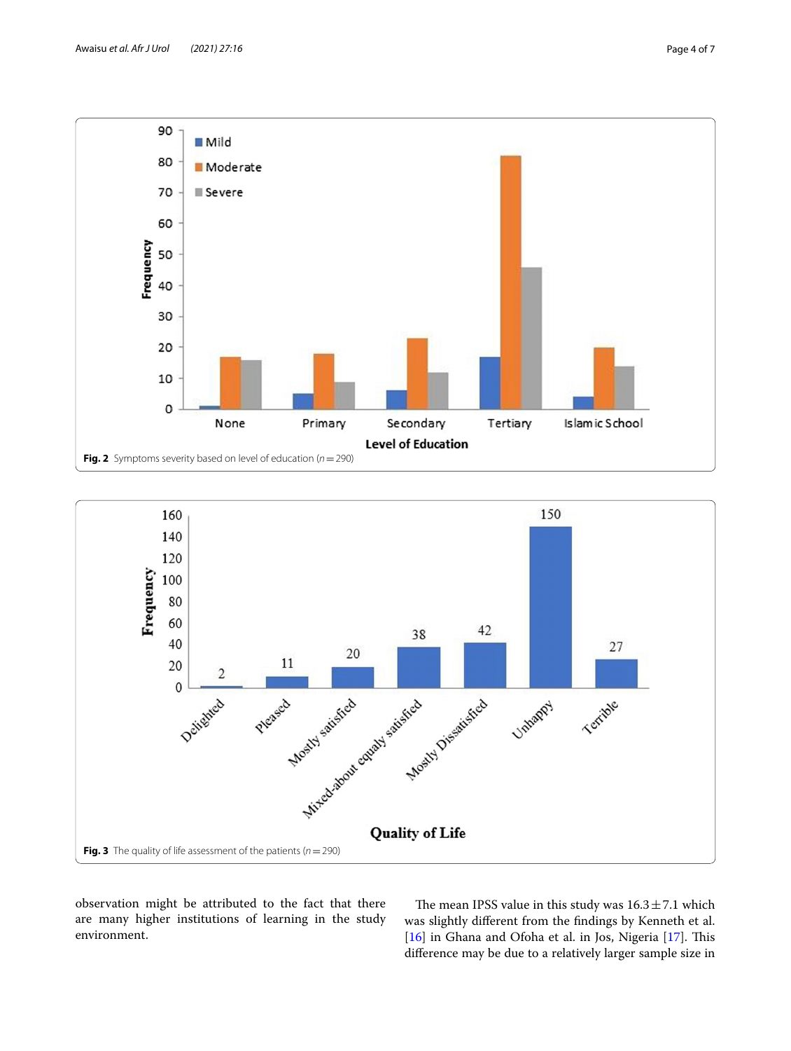Fig. 2 Symptoms severity based on level of education ($n = 290$)

Fig. 3 The quality of life assessment of the patients ($n = 290$)

observation might be attributed to the fact that there are many higher institutions of learning in the study environment.

The mean IPSS value in this study was $16.3 \pm 7.1$ which was slightly different from the findings by Kenneth et al. [16] in Ghana and Ofoha et al. in Jos, Nigeria [17]. This difference may be due to a relatively larger sample size in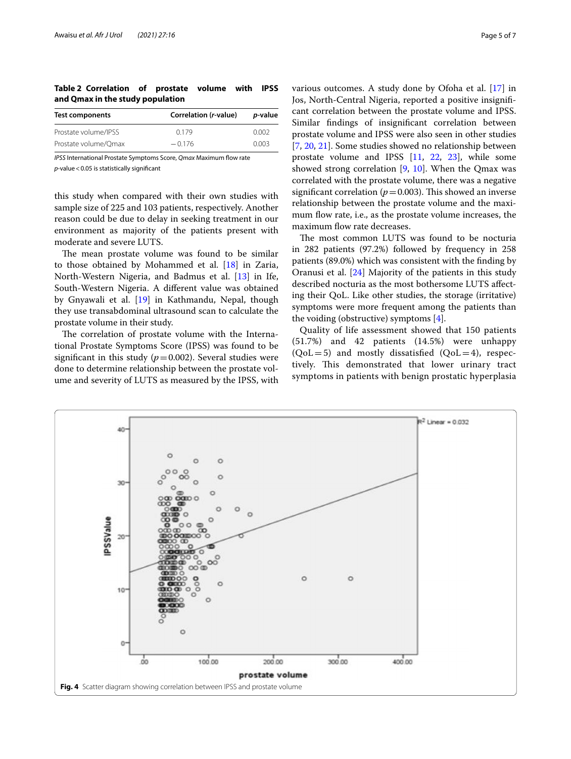**Table 2 Correlation of prostate volume with IPSS and Qmax in the study population**

| Test components | Correlation (*r*-value) | *p*-value |
|---|---|---|
| Prostate volume/IPSS | 0.179 | 0.002 |
| Prostate volume/Qmax | −0.176 | 0.003 |

*IPSS* International Prostate Symptoms Score, *Qmax* Maximum flow rate

*p*-value < 0.05 is statistically significant

this study when compared with their own studies with sample size of 225 and 103 patients, respectively. Another reason could be due to delay in seeking treatment in our environment as majority of the patients present with moderate and severe LUTS.

The mean prostate volume was found to be similar to those obtained by Mohammed et al. [18] in Zaria, North-Western Nigeria, and Badmus et al. [13] in Ife, South-Western Nigeria. A different value was obtained by Gnyawali et al. [19] in Kathmandu, Nepal, though they use transabdominal ultrasound scan to calculate the prostate volume in their study.

The correlation of prostate volume with the International Prostate Symptoms Score (IPSS) was found to be significant in this study ($p=0.002$). Several studies were done to determine relationship between the prostate volume and severity of LUTS as measured by the IPSS, with various outcomes. A study done by Ofoha et al. [17] in Jos, North-Central Nigeria, reported a positive insignificant correlation between the prostate volume and IPSS. Similar findings of insignificant correlation between prostate volume and IPSS were also seen in other studies [7, 20, 21]. Some studies showed no relationship between prostate volume and IPSS [11, 22, 23], while some showed strong correlation [9, 10]. When the Qmax was correlated with the prostate volume, there was a negative significant correlation ($p=0.003$). This showed an inverse relationship between the prostate volume and the maximum flow rate, i.e., as the prostate volume increases, the maximum flow rate decreases.

The most common LUTS was found to be nocturia in 282 patients (97.2%) followed by frequency in 258 patients (89.0%) which was consistent with the finding by Oranusi et al. [24] Majority of the patients in this study described nocturia as the most bothersome LUTS affecting their QoL. Like other studies, the storage (irritative) symptoms were more frequent among the patients than the voiding (obstructive) symptoms [4].

Quality of life assessment showed that 150 patients (51.7%) and 42 patients (14.5%) were unhappy (QoL = 5) and mostly dissatisfied (QoL = 4), respectively. This demonstrated that lower urinary tract symptoms in patients with benign prostatic hyperplasia

**Fig. 4** Scatter diagram showing correlation between IPSS and prostate volume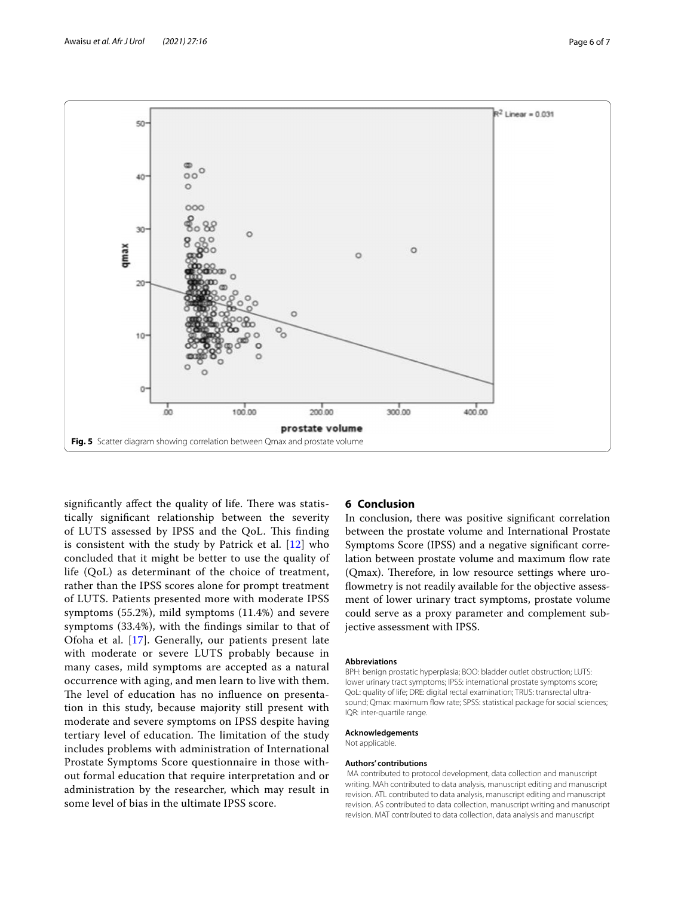Fig. 5 Scatter diagram showing correlation between Qmax and prostate volume

significantly affect the quality of life. There was statistically significant relationship between the severity of LUTS assessed by IPSS and the QoL. This finding is consistent with the study by Patrick et al. [12] who concluded that it might be better to use the quality of life (QoL) as determinant of the choice of treatment, rather than the IPSS scores alone for prompt treatment of LUTS. Patients presented more with moderate IPSS symptoms (55.2%), mild symptoms (11.4%) and severe symptoms (33.4%), with the findings similar to that of Ofoha et al. [17]. Generally, our patients present late with moderate or severe LUTS probably because in many cases, mild symptoms are accepted as a natural occurrence with aging, and men learn to live with them. The level of education has no influence on presentation in this study, because majority still present with moderate and severe symptoms on IPSS despite having tertiary level of education. The limitation of the study includes problems with administration of International Prostate Symptoms Score questionnaire in those without formal education that require interpretation and or administration by the researcher, which may result in some level of bias in the ultimate IPSS score.

## 6 Conclusion

In conclusion, there was positive significant correlation between the prostate volume and International Prostate Symptoms Score (IPSS) and a negative significant correlation between prostate volume and maximum flow rate (Qmax). Therefore, in low resource settings where uroflowmetry is not readily available for the objective assessment of lower urinary tract symptoms, prostate volume could serve as a proxy parameter and complement subjective assessment with IPSS.

#### Abbreviations

BPH: benign prostatic hyperplasia; BOO: bladder outlet obstruction; LUTS: lower urinary tract symptoms; IPSS: international prostate symptoms score; QoL: quality of life; DRE: digital rectal examination; TRUS: transrectal ultrasound; Qmax: maximum flow rate; SPSS: statistical package for social sciences; IQR: inter-quartile range.

#### Acknowledgements

Not applicable.

#### Authors' contributions

MA contributed to protocol development, data collection and manuscript writing. MAh contributed to data analysis, manuscript editing and manuscript revision. ATL contributed to data analysis, manuscript editing and manuscript revision. AS contributed to data collection, manuscript writing and manuscript revision. MAT contributed to data collection, data analysis and manuscript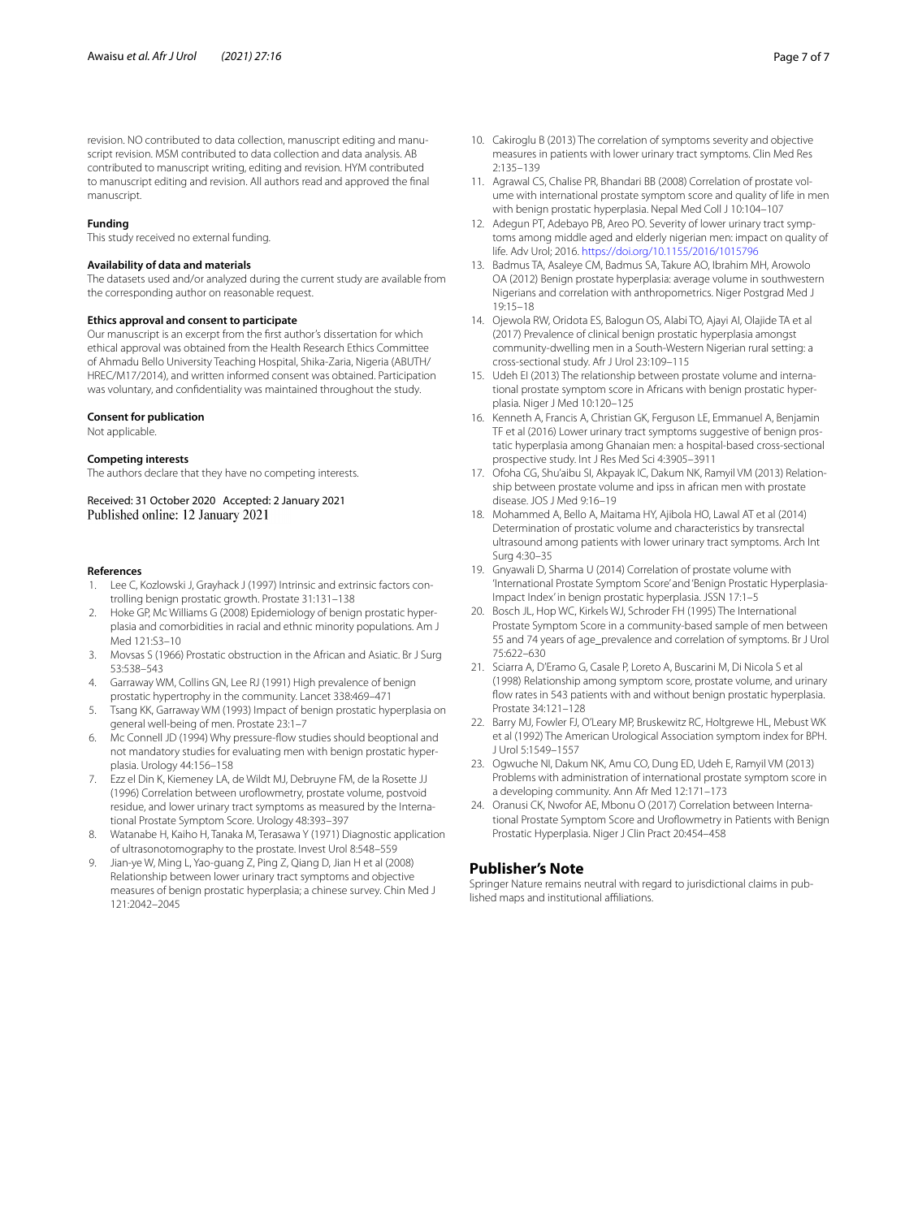revision. NO contributed to data collection, manuscript editing and manuscript revision. MSM contributed to data collection and data analysis. AB contributed to manuscript writing, editing and revision. HYM contributed to manuscript editing and revision. All authors read and approved the final manuscript.

#### Funding

This study received no external funding.

#### Availability of data and materials

The datasets used and/or analyzed during the current study are available from the corresponding author on reasonable request.

#### Ethics approval and consent to participate

Our manuscript is an excerpt from the first author's dissertation for which ethical approval was obtained from the Health Research Ethics Committee of Ahmadu Bello University Teaching Hospital, Shika-Zaria, Nigeria (ABUTH/HREC/M17/2014), and written informed consent was obtained. Participation was voluntary, and confidentiality was maintained throughout the study.

#### Consent for publication

Not applicable.

#### Competing interests

The authors declare that they have no competing interests.

Received: 31 October 2020 Accepted: 2 January 2021
Published online: 12 January 2021

#### References

1. Lee C, Kozlowski J, Grayhack J (1997) Intrinsic and extrinsic factors controlling benign prostatic growth. Prostate 31:131–138
2. Hoke GP, Mc Williams G (2008) Epidemiology of benign prostatic hyperplasia and comorbidities in racial and ethnic minority populations. Am J Med 121:S3–10
3. Movsas S (1966) Prostatic obstruction in the African and Asiatic. Br J Surg 53:538–543
4. Garraway WM, Collins GN, Lee RJ (1991) High prevalence of benign prostatic hypertrophy in the community. Lancet 338:469–471
5. Tsang KK, Garraway WM (1993) Impact of benign prostatic hyperplasia on general well-being of men. Prostate 23:1–7
6. Mc Connell JD (1994) Why pressure-flow studies should beoptional and not mandatory studies for evaluating men with benign prostatic hyperplasia. Urology 44:156–158
7. Ezz el Din K, Kiemeney LA, de Wildt MJ, Debruyne FM, de la Rosette JJ (1996) Correlation between uroflowmetry, prostate volume, postvoid residue, and lower urinary tract symptoms as measured by the International Prostate Symptom Score. Urology 48:393–397
8. Watanabe H, Kaiho H, Tanaka M, Terasawa Y (1971) Diagnostic application of ultrasonotomography to the prostate. Invest Urol 8:548–559
9. Jian-ye W, Ming L, Yao-guang Z, Ping Z, Qiang D, Jian H et al (2008) Relationship between lower urinary tract symptoms and objective measures of benign prostatic hyperplasia; a chinese survey. Chin Med J 121:2042–2045
10. Cakiroglu B (2013) The correlation of symptoms severity and objective measures in patients with lower urinary tract symptoms. Clin Med Res 2:135–139
11. Agrawal CS, Chalise PR, Bhandari BB (2008) Correlation of prostate volume with international prostate symptom score and quality of life in men with benign prostatic hyperplasia. Nepal Med Coll J 10:104–107
12. Adegun PT, Adebayo PB, Areo PO. Severity of lower urinary tract symptoms among middle aged and elderly nigerian men: impact on quality of life. Adv Urol; 2016. https://doi.org/10.1155/2016/1015796
13. Badmus TA, Asaleye CM, Badmus SA, Takure AO, Ibrahim MH, Arowolo OA (2012) Benign prostate hyperplasia: average volume in southwestern Nigerians and correlation with anthropometrics. Niger Postgrad Med J 19:15–18
14. Ojewola RW, Oridota ES, Balogun OS, Alabi TO, Ajayi AI, Olajide TA et al (2017) Prevalence of clinical benign prostatic hyperplasia amongst community-dwelling men in a South-Western Nigerian rural setting: a cross-sectional study. Afr J Urol 23:109–115
15. Udeh EI (2013) The relationship between prostate volume and international prostate symptom score in Africans with benign prostatic hyperplasia. Niger J Med 10:120–125
16. Kenneth A, Francis A, Christian GK, Ferguson LE, Emmanuel A, Benjamin TF et al (2016) Lower urinary tract symptoms suggestive of benign prostatic hyperplasia among Ghanaian men: a hospital-based cross-sectional prospective study. Int J Res Med Sci 4:3905–3911
17. Ofoha CG, Shu'aibu SI, Akpayak IC, Dakum NK, Ramyil VM (2013) Relationship between prostate volume and ipss in african men with prostate disease. JOS J Med 9:16–19
18. Mohammed A, Bello A, Maitama HY, Ajibola HO, Lawal AT et al (2014) Determination of prostatic volume and characteristics by transrectal ultrasound among patients with lower urinary tract symptoms. Arch Int Surg 4:30–35
19. Gnyawali D, Sharma U (2014) Correlation of prostate volume with 'International Prostate Symptom Score' and 'Benign Prostatic Hyperplasia-Impact Index' in benign prostatic hyperplasia. JSSN 17:1–5
20. Bosch JL, Hop WC, Kirkels WJ, Schroder FH (1995) The International Prostate Symptom Score in a community-based sample of men between 55 and 74 years of age_prevalence and correlation of symptoms. Br J Urol 75:622–630
21. Sciarra A, D'Eramo G, Casale P, Loreto A, Buscarini M, Di Nicola S et al (1998) Relationship among symptom score, prostate volume, and urinary flow rates in 543 patients with and without benign prostatic hyperplasia. Prostate 34:121–128
22. Barry MJ, Fowler FJ, O'Leary MP, Bruskewitz RC, Holtgrewe HL, Mebust WK et al (1992) The American Urological Association symptom index for BPH. J Urol 5:1549–1557
23. Ogwuche NI, Dakum NK, Amu CO, Dung ED, Udeh E, Ramyil VM (2013) Problems with administration of international prostate symptom score in a developing community. Ann Afr Med 12:171–173
24. Oranusi CK, Nwofor AE, Mbonu O (2017) Correlation between International Prostate Symptom Score and Uroflowmetry in Patients with Benign Prostatic Hyperplasia. Niger J Clin Pract 20:454–458

## Publisher's Note

Springer Nature remains neutral with regard to jurisdictional claims in published maps and institutional affiliations.